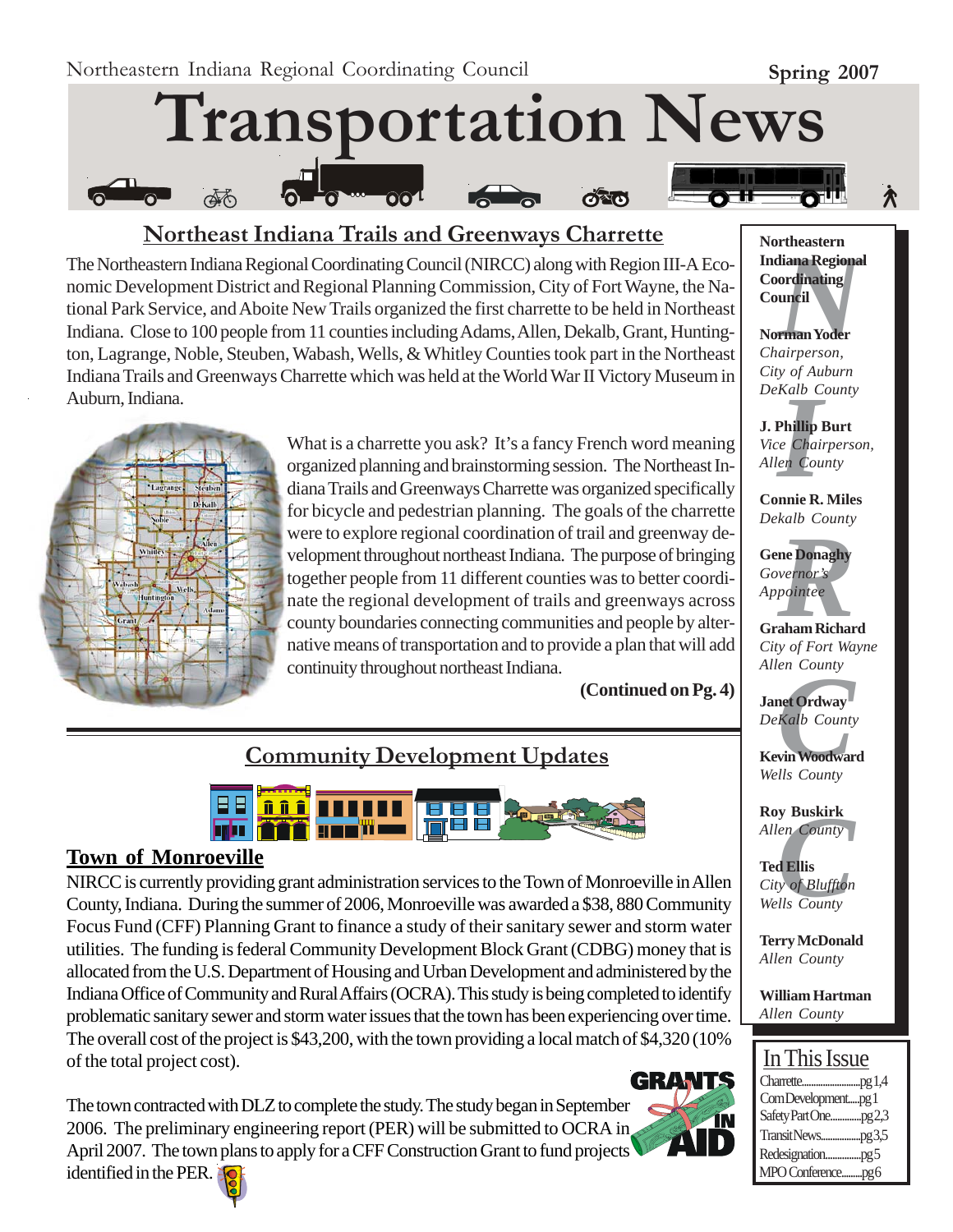Northeastern Indiana Regional Coordinating Council

Spring 2007

# Transportation News

## Northeast Indiana Trails and Greenways Charrette

The Northeastern Indiana Regional Coordinating Council (NIRCC) along with Region III-A Economic Development District and Regional Planning Commission, City of Fort Wayne, the National Park Service, and Aboite New Trails organized the first charrette to be held in Northeast Indiana. Close to 100 people from 11 counties including Adams, Allen, Dekalb, Grant, Huntington, Lagrange, Noble, Steuben, Wabash, Wells, & Whitley Counties took part in the Northeast Indiana Trails and Greenways Charrette which was held at the World War II Victory Museum in Auburn, Indiana.

What is a charrette you ask? It's a fancy French word meaning organized planning and brainstorming session. The Northeast Indiana Trails and Greenways Charrette was organized specifically for bicycle and pedestrian planning. The goals of the charrette were to explore regional coordination of trail and greenway development throughout northeast Indiana. The purpose of bringing together people from 11 different counties was to better coordinate the regional development of trails and greenways across county boundaries connecting communities and people by alternative means of transportation and to provide a plan that will add continuity throughout northeast Indiana.

**(Continued on Pg. 4)**

## Community Development Updates

### Town of Monroeville

NIRCC is currently providing grant administration services to the Town of Monroeville in Allen County, Indiana. During the summer of 2006, Monroeville was awarded a $38, 880 Community Focus Fund (CFF) Planning Grant to finance a study of their sanitary sewer and storm water utilities. The funding is federal Community Development Block Grant (CDBG) money that is allocated from the U.S. Department of Housing and Urban Development and administered by the Indiana Office of Community and Rural Affairs (OCRA). This study is being completed to identify problematic sanitary sewer and storm water issues that the town has been experiencing over time. The overall cost of the project is $43,200, with the town providing a local match of $4,320 (10% of the total project cost).

The town contracted with DLZ to complete the study. The study began in September 2006. The preliminary engineering report (PER) will be submitted to OCRA in April 2007. The town plans to apply for a CFF Construction Grant to fund projects identified in the PER.

---

**Northeastern Indiana Regional Coordinating Council**

**Norman Yoder**
*Chairperson, City of Auburn DeKalb County*

**J. Phillip Burt**
*Vice Chairperson, Allen County*

**Connie R. Miles**
*Dekalb County*

**Gene Donaghy**
*Governor's Appointee*

**Graham Richard**
*City of Fort Wayne Allen County*

**Janet Ordway**
*DeKalb County*

**Kevin Woodward**
*Wells County*

**Roy Buskirk**
*Allen County*

**Ted Ellis**
*City of Bluffton Wells County*

**Terry McDonald**
*Allen County*

**William Hartman**
*Allen County*

### In This Issue

- Charrette.........pg 1,4
- Com Development.....pg 1
- Safety Part One.........pg 2,3
- Transit News.........pg 3,5
- Redesignation.........pg 5
- MPO Conference.........pg 6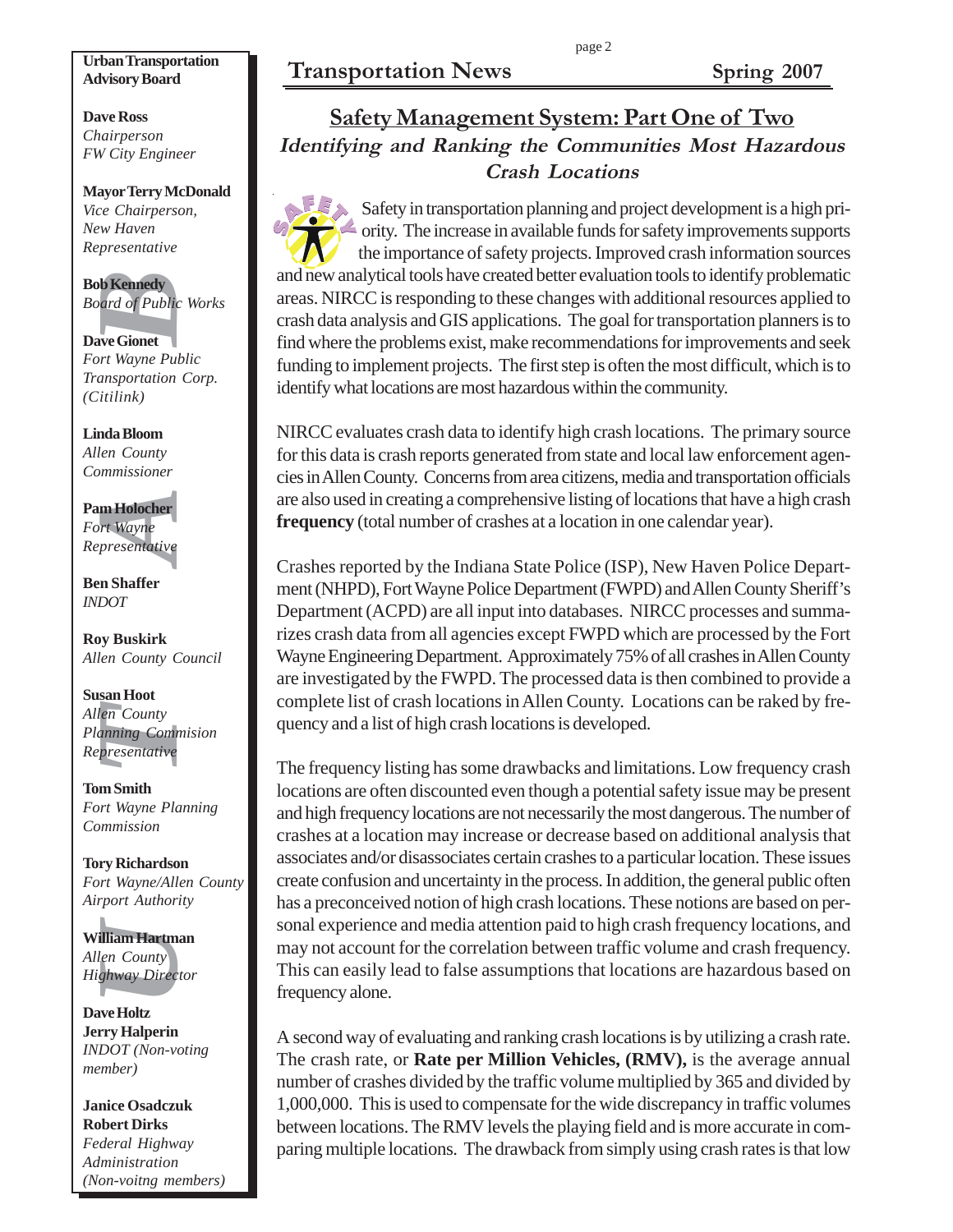**Urban Transportation Advisory Board**

**Dave Ross**
*Chairperson*
*FW City Engineer*

**Mayor Terry McDonald**
*Vice Chairperson,*
*New Haven*
*Representative*

**Bob Kennedy**
*Board of Public Works*

**Dave Gionet**
*Fort Wayne Public Transportation Corp. (Citilink)*

**Linda Bloom**
*Allen County Commissioner*

**Pam Holocher**
*Fort Wayne Representative*

**Ben Shaffer**
*INDOT*

**Roy Buskirk**
*Allen County Council*

**Susan Hoot**
*Allen County Planning Commission Representative*

**Tom Smith**
*Fort Wayne Planning Commission*

**Tory Richardson**
*Fort Wayne/Allen County Airport Authority*

**William Hartman**
*Allen County Highway Director*

**Dave Holtz**
**Jerry Halperin**
*INDOT (Non-voting member)*

**Janice Osadczuk**
**Robert Dirks**
*Federal Highway Administration (Non-voitng members)*

## Safety Management System: Part One of Two

### *Identifying and Ranking the Communities Most Hazardous Crash Locations*

Safety in transportation planning and project development is a high priority. The increase in available funds for safety improvements supports the importance of safety projects. Improved crash information sources and new analytical tools have created better evaluation tools to identify problematic areas. NIRCC is responding to these changes with additional resources applied to crash data analysis and GIS applications. The goal for transportation planners is to find where the problems exist, make recommendations for improvements and seek funding to implement projects. The first step is often the most difficult, which is to identify what locations are most hazardous within the community.

NIRCC evaluates crash data to identify high crash locations. The primary source for this data is crash reports generated from state and local law enforcement agencies in Allen County. Concerns from area citizens, media and transportation officials are also used in creating a comprehensive listing of locations that have a high crash **frequency** (total number of crashes at a location in one calendar year).

Crashes reported by the Indiana State Police (ISP), New Haven Police Department (NHPD), Fort Wayne Police Department (FWPD) and Allen County Sheriff's Department (ACPD) are all input into databases. NIRCC processes and summarizes crash data from all agencies except FWPD which are processed by the Fort Wayne Engineering Department. Approximately 75% of all crashes in Allen County are investigated by the FWPD. The processed data is then combined to provide a complete list of crash locations in Allen County. Locations can be raked by frequency and a list of high crash locations is developed.

The frequency listing has some drawbacks and limitations. Low frequency crash locations are often discounted even though a potential safety issue may be present and high frequency locations are not necessarily the most dangerous. The number of crashes at a location may increase or decrease based on additional analysis that associates and/or disassociates certain crashes to a particular location. These issues create confusion and uncertainty in the process. In addition, the general public often has a preconceived notion of high crash locations. These notions are based on personal experience and media attention paid to high crash frequency locations, and may not account for the correlation between traffic volume and crash frequency. This can easily lead to false assumptions that locations are hazardous based on frequency alone.

A second way of evaluating and ranking crash locations is by utilizing a crash rate. The crash rate, or **Rate per Million Vehicles, (RMV),** is the average annual number of crashes divided by the traffic volume multiplied by 365 and divided by 1,000,000. This is used to compensate for the wide discrepancy in traffic volumes between locations. The RMV levels the playing field and is more accurate in comparing multiple locations. The drawback from simply using crash rates is that low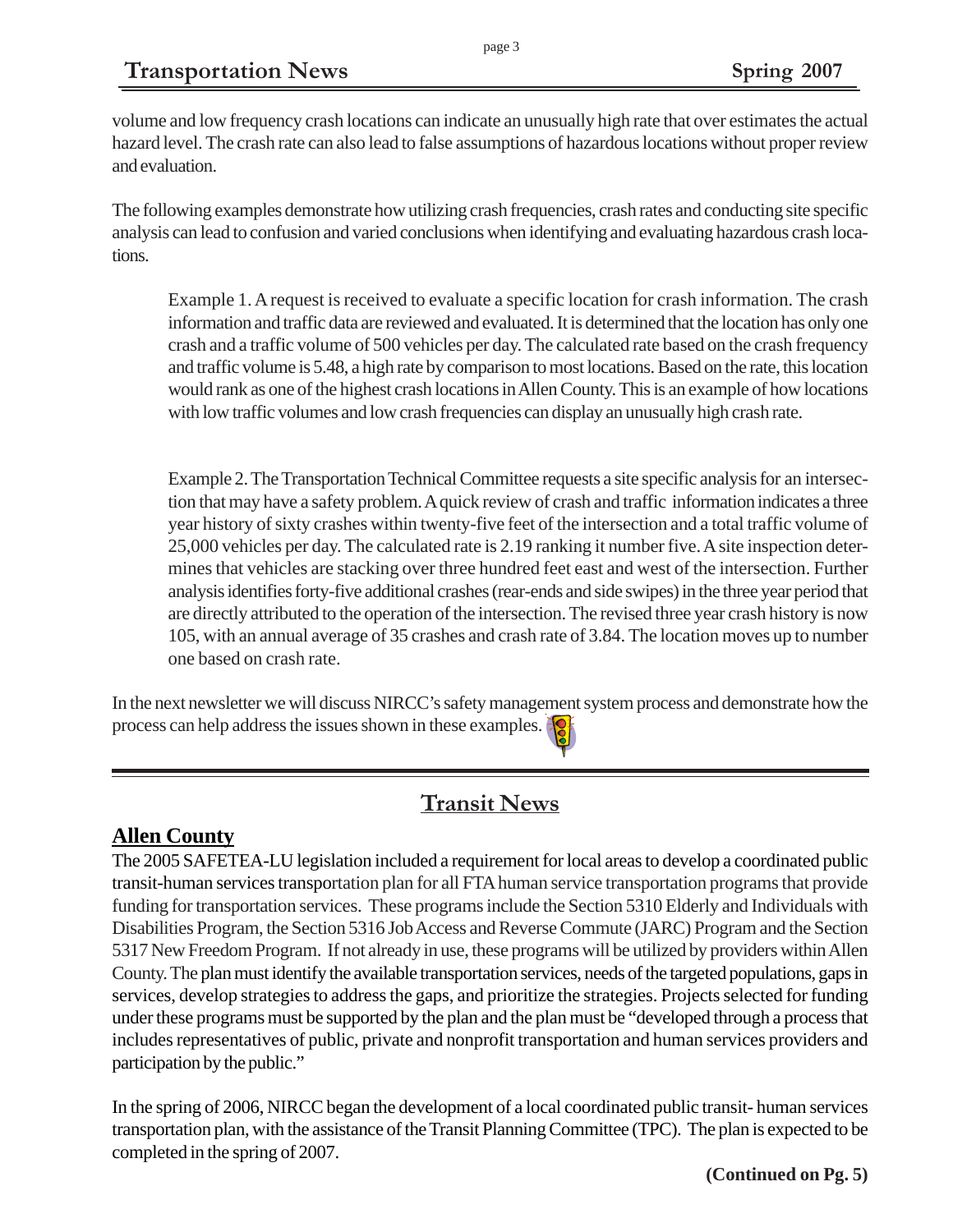volume and low frequency crash locations can indicate an unusually high rate that over estimates the actual hazard level. The crash rate can also lead to false assumptions of hazardous locations without proper review and evaluation.

The following examples demonstrate how utilizing crash frequencies, crash rates and conducting site specific analysis can lead to confusion and varied conclusions when identifying and evaluating hazardous crash locations.

> Example 1. A request is received to evaluate a specific location for crash information. The crash information and traffic data are reviewed and evaluated. It is determined that the location has only one crash and a traffic volume of 500 vehicles per day. The calculated rate based on the crash frequency and traffic volume is 5.48, a high rate by comparison to most locations. Based on the rate, this location would rank as one of the highest crash locations in Allen County. This is an example of how locations with low traffic volumes and low crash frequencies can display an unusually high crash rate.

> Example 2. The Transportation Technical Committee requests a site specific analysis for an intersection that may have a safety problem. A quick review of crash and traffic information indicates a three year history of sixty crashes within twenty-five feet of the intersection and a total traffic volume of 25,000 vehicles per day. The calculated rate is 2.19 ranking it number five. A site inspection determines that vehicles are stacking over three hundred feet east and west of the intersection. Further analysis identifies forty-five additional crashes (rear-ends and side swipes) in the three year period that are directly attributed to the operation of the intersection. The revised three year crash history is now 105, with an annual average of 35 crashes and crash rate of 3.84. The location moves up to number one based on crash rate.

In the next newsletter we will discuss NIRCC's safety management system process and demonstrate how the process can help address the issues shown in these examples.

---

## Transit News

### Allen County

The 2005 SAFETEA-LU legislation included a requirement for local areas to develop a coordinated public transit-human services transportation plan for all FTA human service transportation programs that provide funding for transportation services. These programs include the Section 5310 Elderly and Individuals with Disabilities Program, the Section 5316 Job Access and Reverse Commute (JARC) Program and the Section 5317 New Freedom Program. If not already in use, these programs will be utilized by providers within Allen County. The plan must identify the available transportation services, needs of the targeted populations, gaps in services, develop strategies to address the gaps, and prioritize the strategies. Projects selected for funding under these programs must be supported by the plan and the plan must be "developed through a process that includes representatives of public, private and nonprofit transportation and human services providers and participation by the public."

In the spring of 2006, NIRCC began the development of a local coordinated public transit- human services transportation plan, with the assistance of the Transit Planning Committee (TPC). The plan is expected to be completed in the spring of 2007.

**(Continued on Pg. 5)**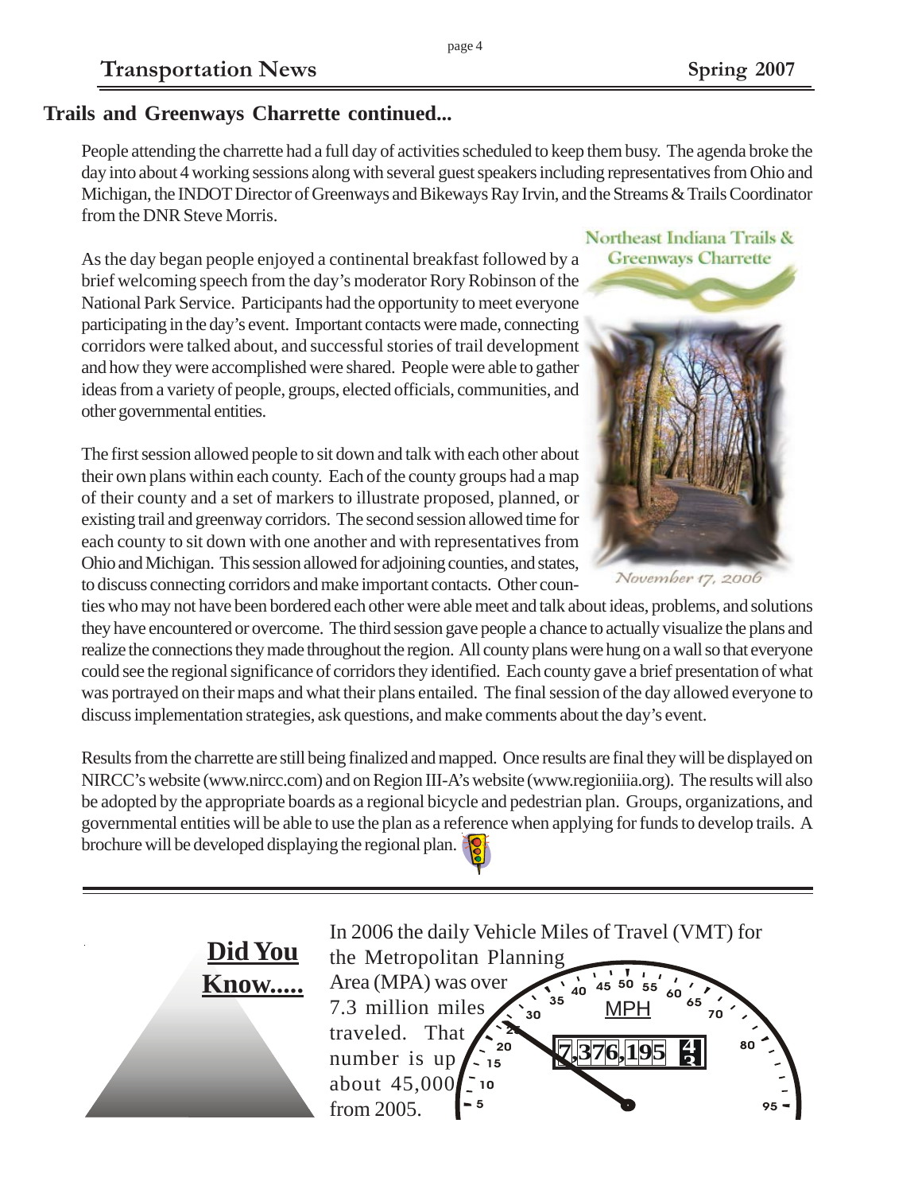## Trails and Greenways Charrette continued...

People attending the charrette had a full day of activities scheduled to keep them busy. The agenda broke the day into about 4 working sessions along with several guest speakers including representatives from Ohio and Michigan, the INDOT Director of Greenways and Bikeways Ray Irvin, and the Streams & Trails Coordinator from the DNR Steve Morris.

As the day began people enjoyed a continental breakfast followed by a brief welcoming speech from the day's moderator Rory Robinson of the National Park Service. Participants had the opportunity to meet everyone participating in the day's event. Important contacts were made, connecting corridors were talked about, and successful stories of trail development and how they were accomplished were shared. People were able to gather ideas from a variety of people, groups, elected officials, communities, and other governmental entities.

Northeast Indiana Trails & Greenways Charrette

*November 17, 2006*

The first session allowed people to sit down and talk with each other about their own plans within each county. Each of the county groups had a map of their county and a set of markers to illustrate proposed, planned, or existing trail and greenway corridors. The second session allowed time for each county to sit down with one another and with representatives from Ohio and Michigan. This session allowed for adjoining counties, and states, to discuss connecting corridors and make important contacts. Other counties who may not have been bordered each other were able meet and talk about ideas, problems, and solutions they have encountered or overcome. The third session gave people a chance to actually visualize the plans and realize the connections they made throughout the region. All county plans were hung on a wall so that everyone could see the regional significance of corridors they identified. Each county gave a brief presentation of what was portrayed on their maps and what their plans entailed. The final session of the day allowed everyone to discuss implementation strategies, ask questions, and make comments about the day's event.

Results from the charrette are still being finalized and mapped. Once results are final they will be displayed on NIRCC's website (www.nircc.com) and on Region III-A's website (www.regioniiia.org). The results will also be adopted by the appropriate boards as a regional bicycle and pedestrian plan. Groups, organizations, and governmental entities will be able to use the plan as a reference when applying for funds to develop trails. A brochure will be developed displaying the regional plan.

---

**Did You Know.....**

In 2006 the daily Vehicle Miles of Travel (VMT) for the Metropolitan Planning Area (MPA) was over 7.3 million miles traveled. That number is up about 45,000 from 2005.

MPH

7,376,195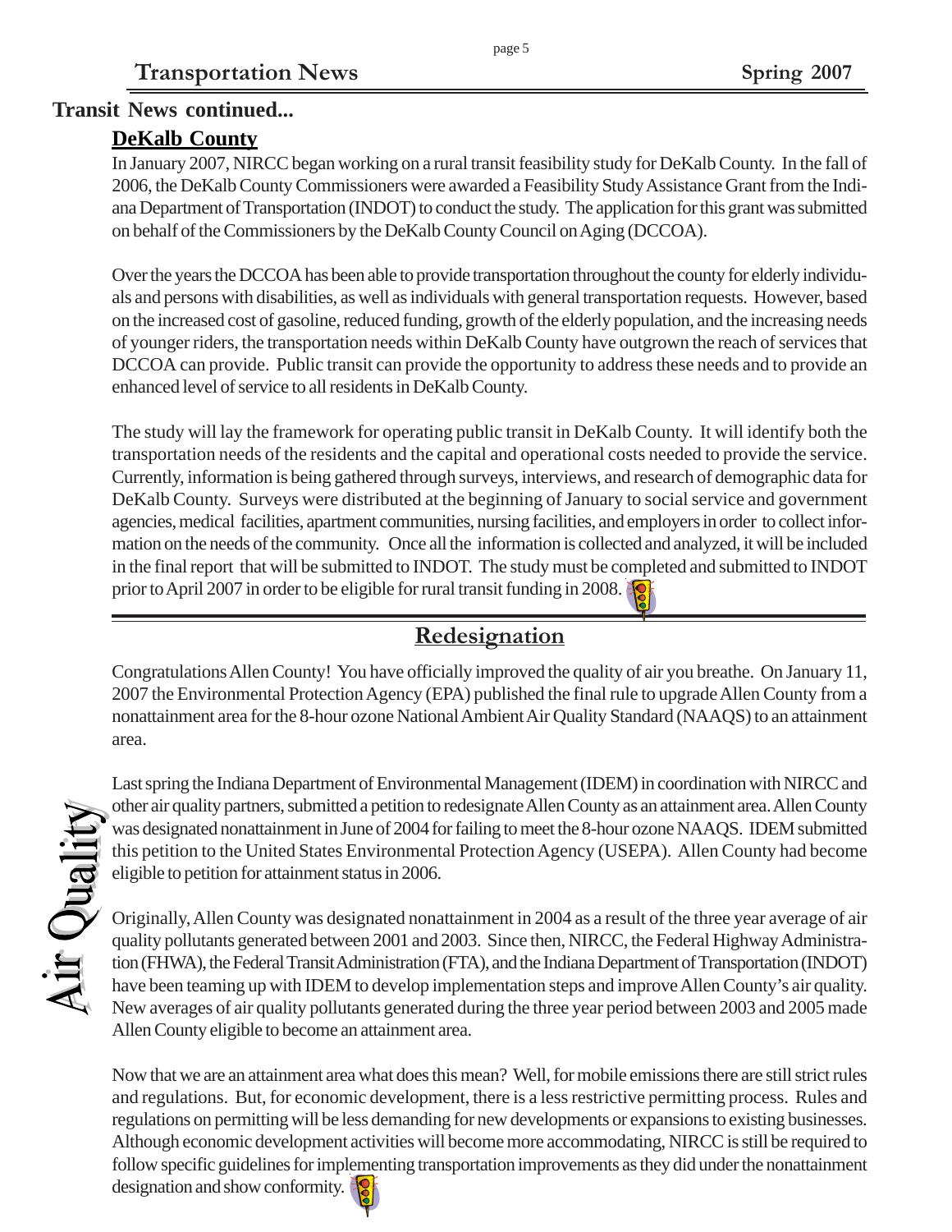## Transit News continued...

### DeKalb County

In January 2007, NIRCC began working on a rural transit feasibility study for DeKalb County. In the fall of 2006, the DeKalb County Commissioners were awarded a Feasibility Study Assistance Grant from the Indiana Department of Transportation (INDOT) to conduct the study. The application for this grant was submitted on behalf of the Commissioners by the DeKalb County Council on Aging (DCCOA).

Over the years the DCCOA has been able to provide transportation throughout the county for elderly individuals and persons with disabilities, as well as individuals with general transportation requests. However, based on the increased cost of gasoline, reduced funding, growth of the elderly population, and the increasing needs of younger riders, the transportation needs within DeKalb County have outgrown the reach of services that DCCOA can provide. Public transit can provide the opportunity to address these needs and to provide an enhanced level of service to all residents in DeKalb County.

The study will lay the framework for operating public transit in DeKalb County. It will identify both the transportation needs of the residents and the capital and operational costs needed to provide the service. Currently, information is being gathered through surveys, interviews, and research of demographic data for DeKalb County. Surveys were distributed at the beginning of January to social service and government agencies, medical facilities, apartment communities, nursing facilities, and employers in order to collect information on the needs of the community. Once all the information is collected and analyzed, it will be included in the final report that will be submitted to INDOT. The study must be completed and submitted to INDOT prior to April 2007 in order to be eligible for rural transit funding in 2008.

## Air Quality

### Redesignation

Congratulations Allen County! You have officially improved the quality of air you breathe. On January 11, 2007 the Environmental Protection Agency (EPA) published the final rule to upgrade Allen County from a nonattainment area for the 8-hour ozone National Ambient Air Quality Standard (NAAQS) to an attainment area.

Last spring the Indiana Department of Environmental Management (IDEM) in coordination with NIRCC and other air quality partners, submitted a petition to redesignate Allen County as an attainment area. Allen County was designated nonattainment in June of 2004 for failing to meet the 8-hour ozone NAAQS. IDEM submitted this petition to the United States Environmental Protection Agency (USEPA). Allen County had become eligible to petition for attainment status in 2006.

Originally, Allen County was designated nonattainment in 2004 as a result of the three year average of air quality pollutants generated between 2001 and 2003. Since then, NIRCC, the Federal Highway Administration (FHWA), the Federal Transit Administration (FTA), and the Indiana Department of Transportation (INDOT) have been teaming up with IDEM to develop implementation steps and improve Allen County's air quality. New averages of air quality pollutants generated during the three year period between 2003 and 2005 made Allen County eligible to become an attainment area.

Now that we are an attainment area what does this mean? Well, for mobile emissions there are still strict rules and regulations. But, for economic development, there is a less restrictive permitting process. Rules and regulations on permitting will be less demanding for new developments or expansions to existing businesses. Although economic development activities will become more accommodating, NIRCC is still be required to follow specific guidelines for implementing transportation improvements as they did under the nonattainment designation and show conformity.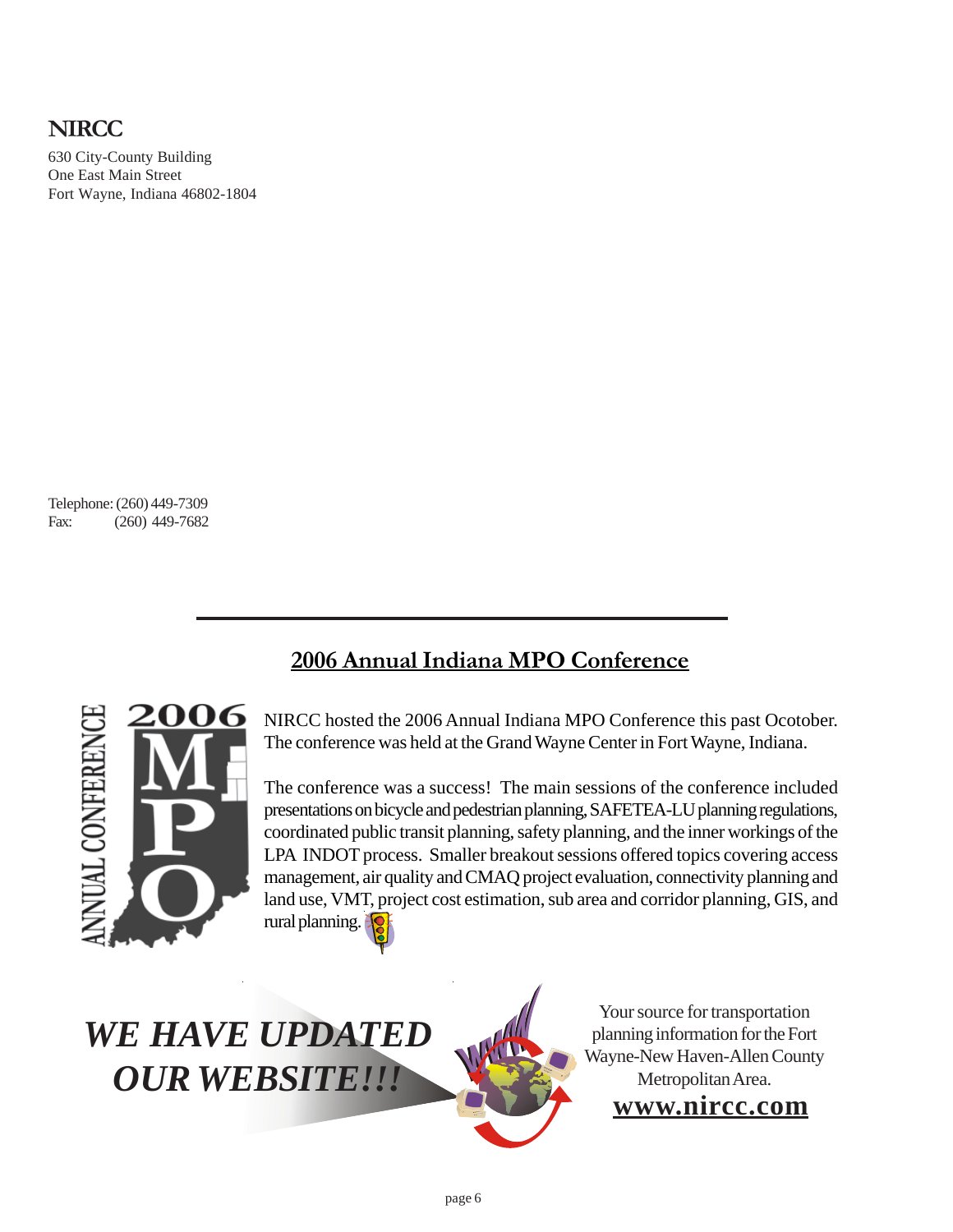**NIRCC**

630 City-County Building
One East Main Street
Fort Wayne, Indiana 46802-1804

Telephone: (260) 449-7309
Fax: (260) 449-7682

---

## 2006 Annual Indiana MPO Conference

NIRCC hosted the 2006 Annual Indiana MPO Conference this past Ocotober. The conference was held at the Grand Wayne Center in Fort Wayne, Indiana.

The conference was a success! The main sessions of the conference included presentations on bicycle and pedestrian planning, SAFETEA-LU planning regulations, coordinated public transit planning, safety planning, and the inner workings of the LPA INDOT process. Smaller breakout sessions offered topics covering access management, air quality and CMAQ project evaluation, connectivity planning and land use, VMT, project cost estimation, sub area and corridor planning, GIS, and rural planning.

***WE HAVE UPDATED OUR WEBSITE!!!***

Your source for transportation planning information for the Fort Wayne-New Haven-Allen County Metropolitan Area.

**www.nircc.com**